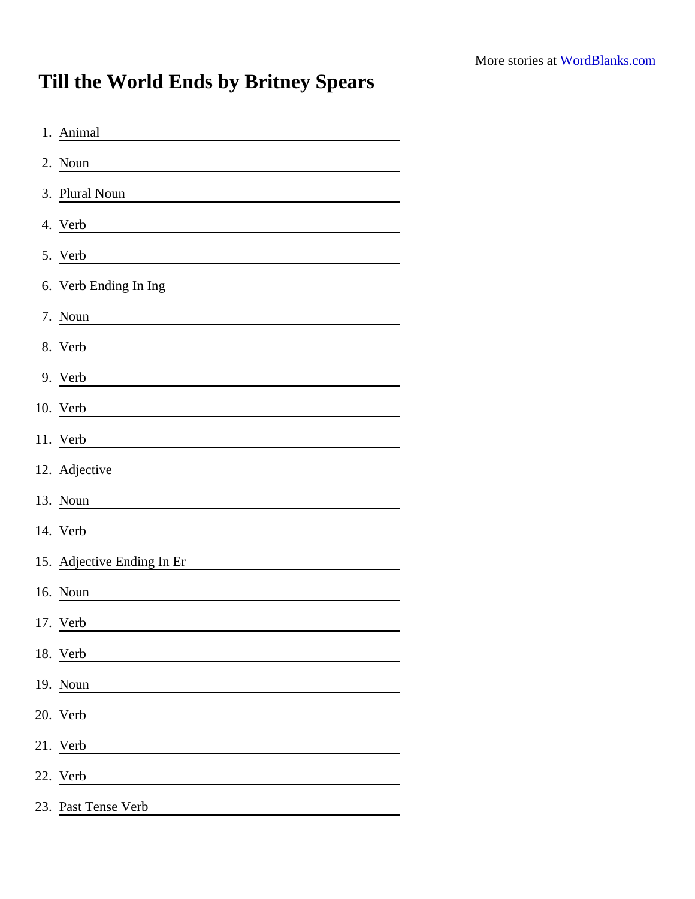More stories at [WordBlanks.com](https://www.wordblanks.com)

# Till the World Ends by Britney Spears

1. Animal \_\_\_\_\_\_\_\_\_\_\_\_\_\_\_\_
2. Noun \_\_\_\_\_\_\_\_\_\_\_\_\_\_\_\_
3. Plural Noun \_\_\_\_\_\_\_\_\_\_\_\_\_\_\_\_
4. Verb \_\_\_\_\_\_\_\_\_\_\_\_\_\_\_\_
5. Verb \_\_\_\_\_\_\_\_\_\_\_\_\_\_\_\_
6. Verb Ending In Ing \_\_\_\_\_\_\_\_\_\_\_\_\_\_\_\_
7. Noun \_\_\_\_\_\_\_\_\_\_\_\_\_\_\_\_
8. Verb \_\_\_\_\_\_\_\_\_\_\_\_\_\_\_\_
9. Verb \_\_\_\_\_\_\_\_\_\_\_\_\_\_\_\_
10. Verb \_\_\_\_\_\_\_\_\_\_\_\_\_\_\_\_
11. Verb \_\_\_\_\_\_\_\_\_\_\_\_\_\_\_\_
12. Adjective \_\_\_\_\_\_\_\_\_\_\_\_\_\_\_\_
13. Noun \_\_\_\_\_\_\_\_\_\_\_\_\_\_\_\_
14. Verb \_\_\_\_\_\_\_\_\_\_\_\_\_\_\_\_
15. Adjective Ending In Er \_\_\_\_\_\_\_\_\_\_\_\_\_\_\_\_
16. Noun \_\_\_\_\_\_\_\_\_\_\_\_\_\_\_\_
17. Verb \_\_\_\_\_\_\_\_\_\_\_\_\_\_\_\_
18. Verb \_\_\_\_\_\_\_\_\_\_\_\_\_\_\_\_
19. Noun \_\_\_\_\_\_\_\_\_\_\_\_\_\_\_\_
20. Verb \_\_\_\_\_\_\_\_\_\_\_\_\_\_\_\_
21. Verb \_\_\_\_\_\_\_\_\_\_\_\_\_\_\_\_
22. Verb \_\_\_\_\_\_\_\_\_\_\_\_\_\_\_\_
23. Past Tense Verb \_\_\_\_\_\_\_\_\_\_\_\_\_\_\_\_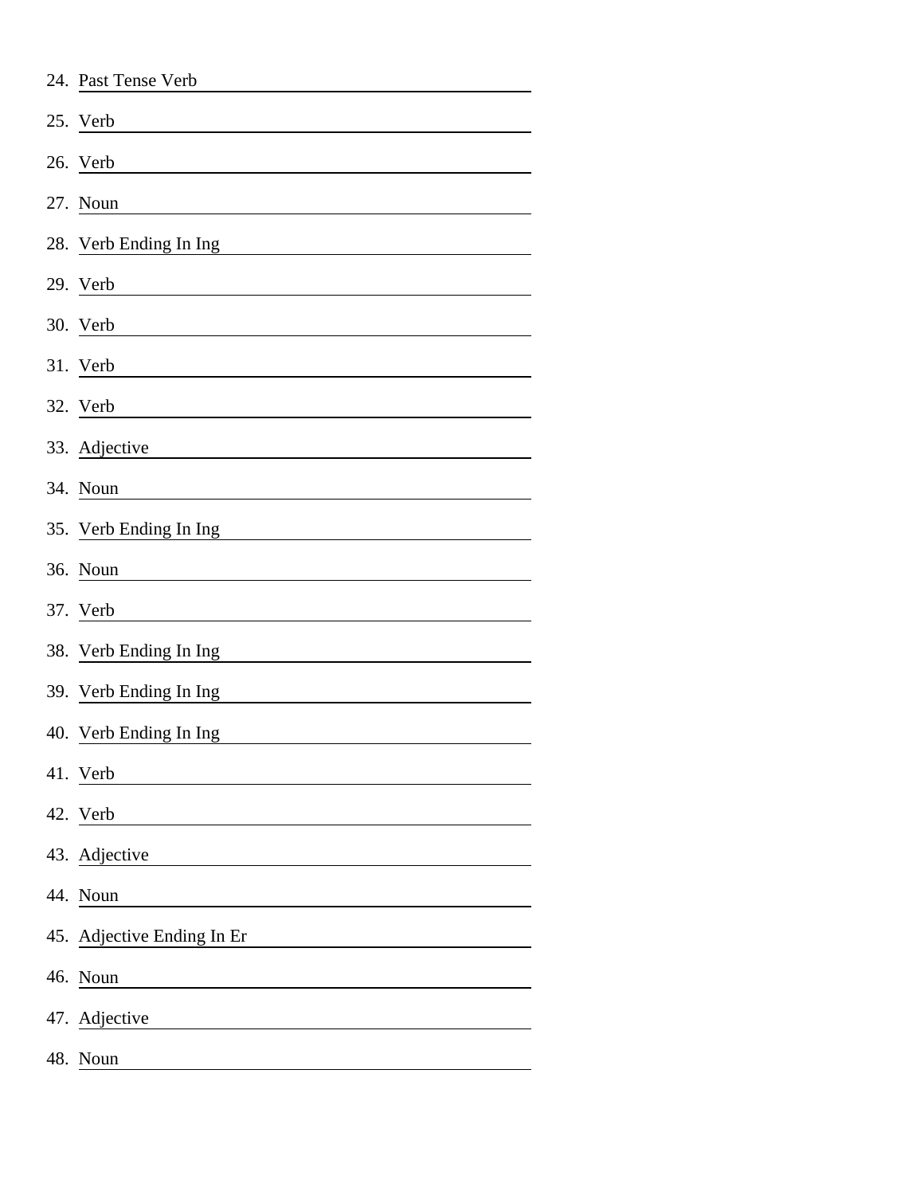24. Past Tense Verb \_\_\_\_\_\_\_\_\_\_\_\_\_\_\_\_\_\_\_\_
25. Verb \_\_\_\_\_\_\_\_\_\_\_\_\_\_\_\_\_\_\_\_
26. Verb \_\_\_\_\_\_\_\_\_\_\_\_\_\_\_\_\_\_\_\_
27. Noun \_\_\_\_\_\_\_\_\_\_\_\_\_\_\_\_\_\_\_\_
28. Verb Ending In Ing \_\_\_\_\_\_\_\_\_\_\_\_\_\_\_\_\_\_\_\_
29. Verb \_\_\_\_\_\_\_\_\_\_\_\_\_\_\_\_\_\_\_\_
30. Verb \_\_\_\_\_\_\_\_\_\_\_\_\_\_\_\_\_\_\_\_
31. Verb \_\_\_\_\_\_\_\_\_\_\_\_\_\_\_\_\_\_\_\_
32. Verb \_\_\_\_\_\_\_\_\_\_\_\_\_\_\_\_\_\_\_\_
33. Adjective \_\_\_\_\_\_\_\_\_\_\_\_\_\_\_\_\_\_\_\_
34. Noun \_\_\_\_\_\_\_\_\_\_\_\_\_\_\_\_\_\_\_\_
35. Verb Ending In Ing \_\_\_\_\_\_\_\_\_\_\_\_\_\_\_\_\_\_\_\_
36. Noun \_\_\_\_\_\_\_\_\_\_\_\_\_\_\_\_\_\_\_\_
37. Verb \_\_\_\_\_\_\_\_\_\_\_\_\_\_\_\_\_\_\_\_
38. Verb Ending In Ing \_\_\_\_\_\_\_\_\_\_\_\_\_\_\_\_\_\_\_\_
39. Verb Ending In Ing \_\_\_\_\_\_\_\_\_\_\_\_\_\_\_\_\_\_\_\_
40. Verb Ending In Ing \_\_\_\_\_\_\_\_\_\_\_\_\_\_\_\_\_\_\_\_
41. Verb \_\_\_\_\_\_\_\_\_\_\_\_\_\_\_\_\_\_\_\_
42. Verb \_\_\_\_\_\_\_\_\_\_\_\_\_\_\_\_\_\_\_\_
43. Adjective \_\_\_\_\_\_\_\_\_\_\_\_\_\_\_\_\_\_\_\_
44. Noun \_\_\_\_\_\_\_\_\_\_\_\_\_\_\_\_\_\_\_\_
45. Adjective Ending In Er \_\_\_\_\_\_\_\_\_\_\_\_\_\_\_\_\_\_\_\_
46. Noun \_\_\_\_\_\_\_\_\_\_\_\_\_\_\_\_\_\_\_\_
47. Adjective \_\_\_\_\_\_\_\_\_\_\_\_\_\_\_\_\_\_\_\_
48. Noun \_\_\_\_\_\_\_\_\_\_\_\_\_\_\_\_\_\_\_\_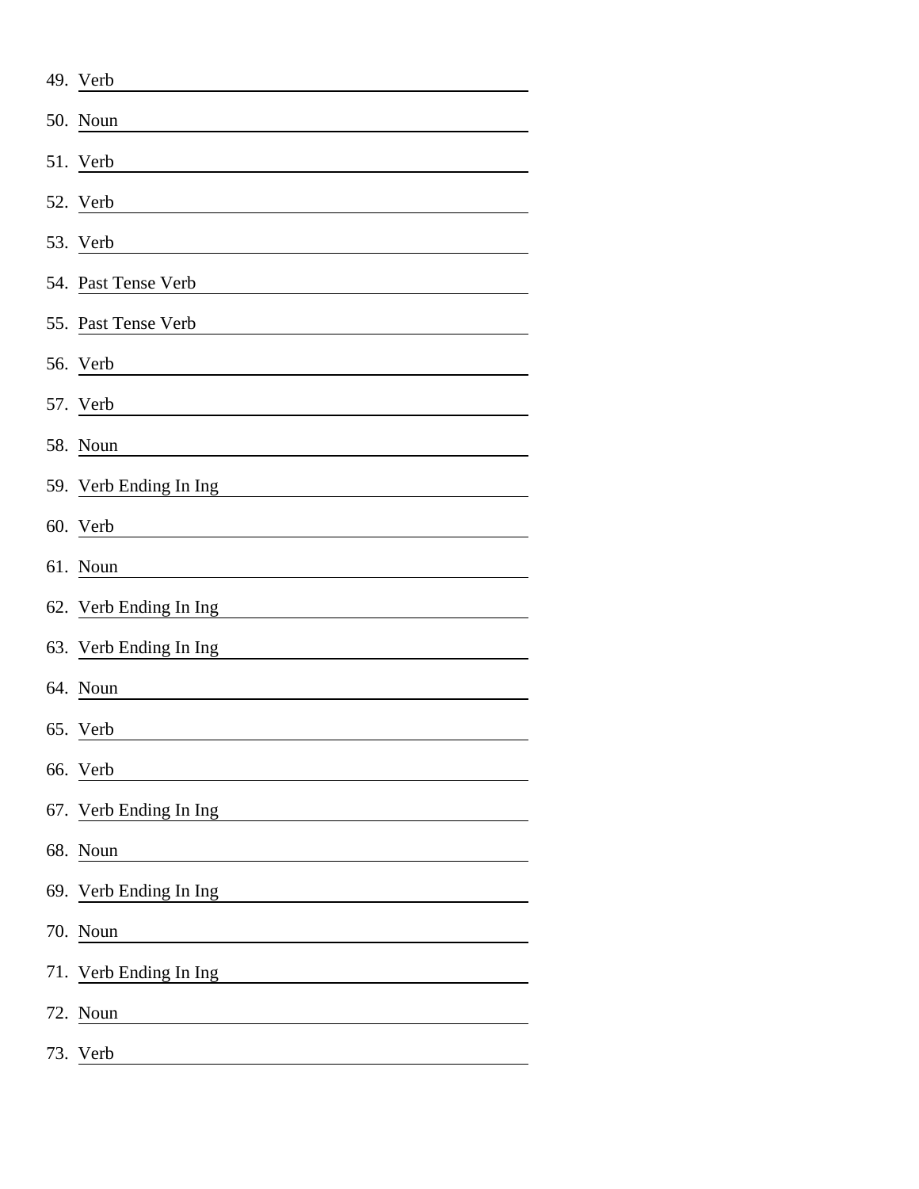49. Verb ____________________
50. Noun ____________________
51. Verb ____________________
52. Verb ____________________
53. Verb ____________________
54. Past Tense Verb ____________________
55. Past Tense Verb ____________________
56. Verb ____________________
57. Verb ____________________
58. Noun ____________________
59. Verb Ending In Ing ____________________
60. Verb ____________________
61. Noun ____________________
62. Verb Ending In Ing ____________________
63. Verb Ending In Ing ____________________
64. Noun ____________________
65. Verb ____________________
66. Verb ____________________
67. Verb Ending In Ing ____________________
68. Noun ____________________
69. Verb Ending In Ing ____________________
70. Noun ____________________
71. Verb Ending In Ing ____________________
72. Noun ____________________
73. Verb ____________________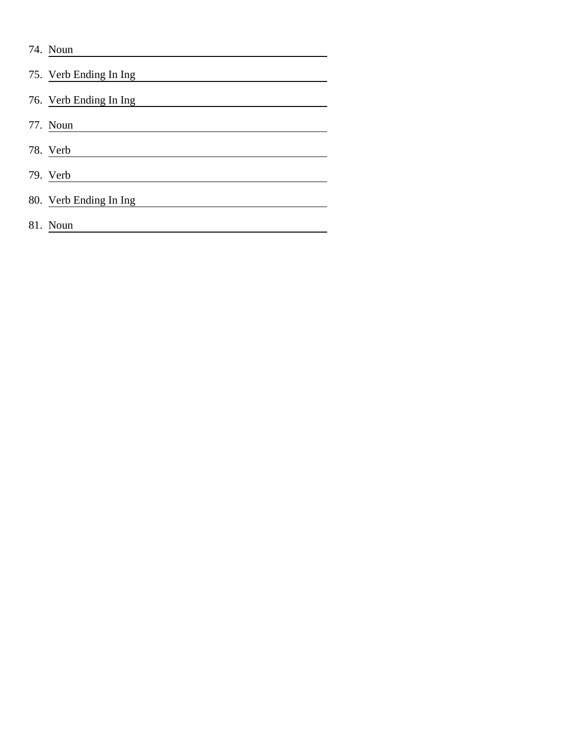74. Noun \_\_\_\_\_\_\_\_\_\_\_\_\_\_\_\_\_\_\_\_\_\_\_\_\_\_\_\_\_\_

75. Verb Ending In Ing \_\_\_\_\_\_\_\_\_\_\_\_\_\_\_\_\_\_\_\_\_\_\_\_\_\_\_\_\_\_

76. Verb Ending In Ing \_\_\_\_\_\_\_\_\_\_\_\_\_\_\_\_\_\_\_\_\_\_\_\_\_\_\_\_\_\_

77. Noun \_\_\_\_\_\_\_\_\_\_\_\_\_\_\_\_\_\_\_\_\_\_\_\_\_\_\_\_\_\_

78. Verb \_\_\_\_\_\_\_\_\_\_\_\_\_\_\_\_\_\_\_\_\_\_\_\_\_\_\_\_\_\_

79. Verb \_\_\_\_\_\_\_\_\_\_\_\_\_\_\_\_\_\_\_\_\_\_\_\_\_\_\_\_\_\_

80. Verb Ending In Ing \_\_\_\_\_\_\_\_\_\_\_\_\_\_\_\_\_\_\_\_\_\_\_\_\_\_\_\_\_\_

81. Noun \_\_\_\_\_\_\_\_\_\_\_\_\_\_\_\_\_\_\_\_\_\_\_\_\_\_\_\_\_\_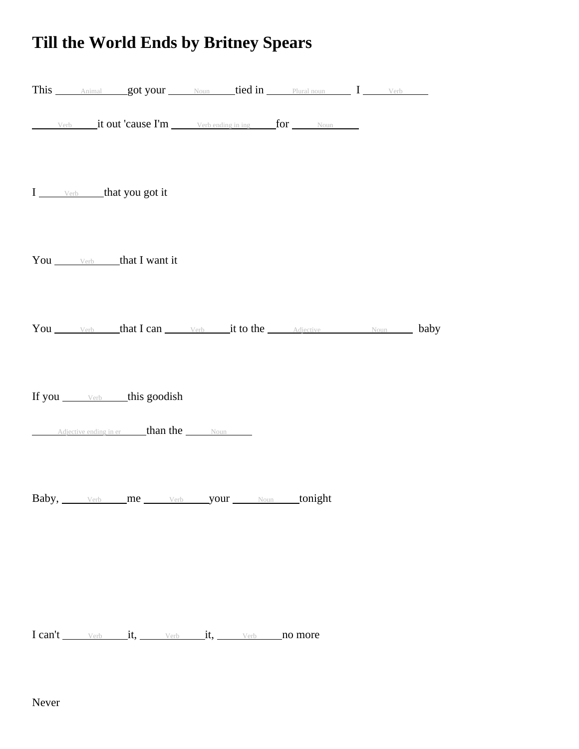# Till the World Ends by Britney Spears

This \_\_\_\_\_Animal\_\_\_\_\_ got your \_\_\_\_\_Noun\_\_\_\_\_ tied in \_\_\_\_\_Plural noun\_\_\_\_\_ I \_\_\_\_\_Verb\_\_\_\_\_

\_\_\_\_\_Verb\_\_\_\_\_ it out 'cause I'm \_\_\_\_\_Verb ending in ing\_\_\_\_\_ for \_\_\_\_\_Noun\_\_\_\_\_

I \_\_\_\_\_Verb\_\_\_\_\_ that you got it

You \_\_\_\_\_Verb\_\_\_\_\_ that I want it

You \_\_\_\_\_Verb\_\_\_\_\_ that I can \_\_\_\_\_Verb\_\_\_\_\_ it to the \_\_\_\_\_Adjective\_\_\_\_\_ \_\_\_\_\_Noun\_\_\_\_\_ baby

If you \_\_\_\_\_Verb\_\_\_\_\_ this goodish

\_\_\_\_\_Adjective ending in er\_\_\_\_\_ than the \_\_\_\_\_Noun\_\_\_\_\_

Baby, \_\_\_\_\_Verb\_\_\_\_\_ me \_\_\_\_\_Verb\_\_\_\_\_ your \_\_\_\_\_Noun\_\_\_\_\_ tonight

I can't \_\_\_\_\_Verb\_\_\_\_\_ it, \_\_\_\_\_Verb\_\_\_\_\_ it, \_\_\_\_\_Verb\_\_\_\_\_ no more

Never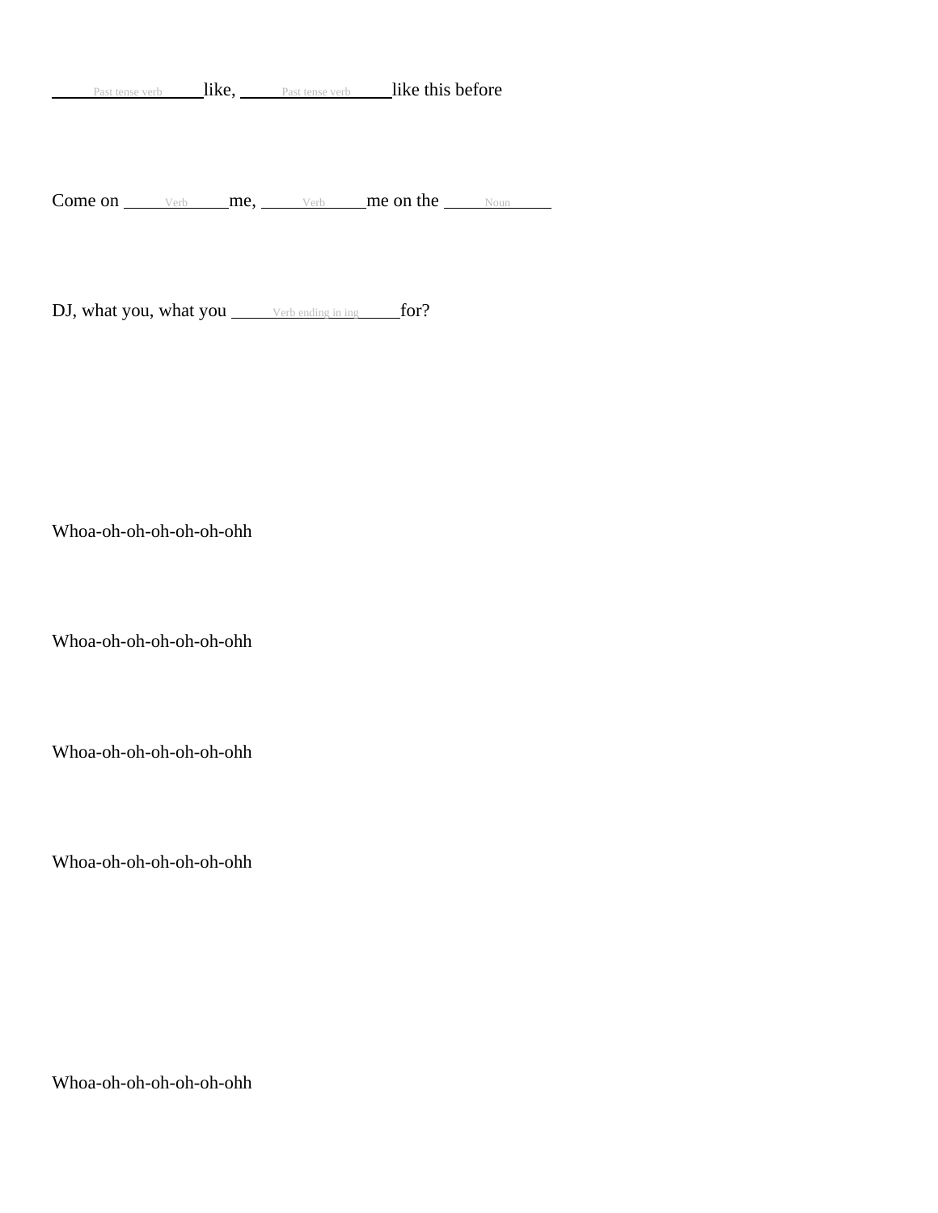\_\_\_\_\_Past tense verb\_\_\_\_\_ like, \_\_\_\_\_Past tense verb\_\_\_\_\_ like this before

Come on \_\_\_\_\_Verb\_\_\_\_\_ me, \_\_\_\_\_Verb\_\_\_\_\_ me on the \_\_\_\_\_Noun\_\_\_\_\_

DJ, what you, what you \_\_\_\_\_Verb ending in ing\_\_\_\_\_ for?

Whoa-oh-oh-oh-oh-oh-ohh

Whoa-oh-oh-oh-oh-oh-ohh

Whoa-oh-oh-oh-oh-oh-ohh

Whoa-oh-oh-oh-oh-oh-ohh

Whoa-oh-oh-oh-oh-oh-ohh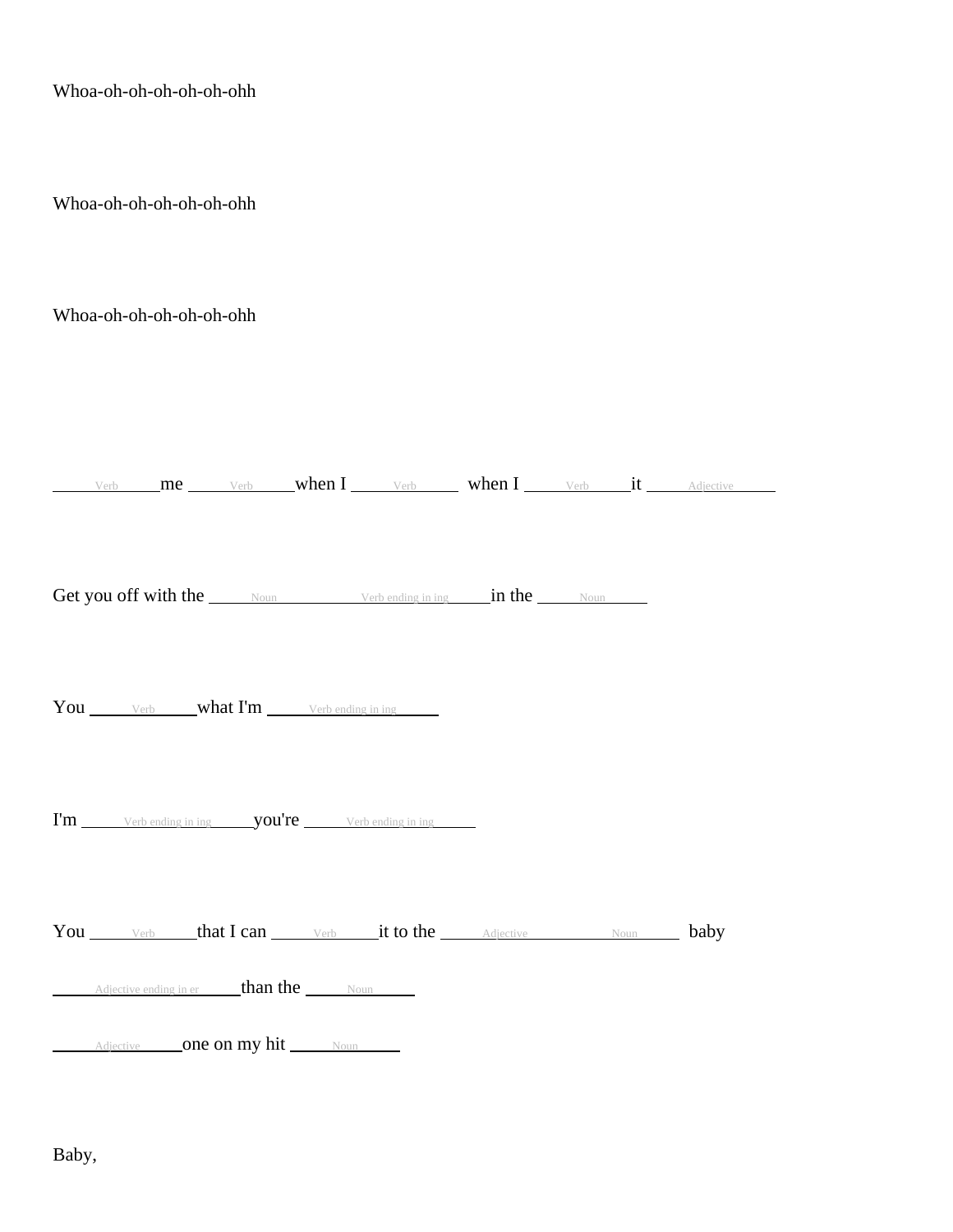Whoa-oh-oh-oh-oh-oh-ohh

Whoa-oh-oh-oh-oh-oh-ohh

Whoa-oh-oh-oh-oh-oh-ohh

\_\_\_\_\_Verb\_\_\_\_\_me \_\_\_\_\_Verb\_\_\_\_\_when I \_\_\_\_\_Verb\_\_\_\_\_ when I \_\_\_\_\_Verb\_\_\_\_\_it \_\_\_\_\_Adjective\_\_\_\_\_

Get you off with the \_\_\_\_\_Noun\_\_\_\_\_ \_\_\_\_\_Verb ending in ing\_\_\_\_\_in the \_\_\_\_\_Noun\_\_\_\_\_

You \_\_\_\_\_Verb\_\_\_\_\_what I'm \_\_\_\_\_Verb ending in ing\_\_\_\_\_

I'm \_\_\_\_\_Verb ending in ing\_\_\_\_\_you're \_\_\_\_\_Verb ending in ing\_\_\_\_\_

You \_\_\_\_\_Verb\_\_\_\_\_that I can \_\_\_\_\_Verb\_\_\_\_\_it to the \_\_\_\_\_Adjective\_\_\_\_\_ \_\_\_\_\_Noun\_\_\_\_\_ baby

\_\_\_\_\_Adjective ending in er\_\_\_\_\_than the \_\_\_\_\_Noun\_\_\_\_\_

\_\_\_\_\_Adjective\_\_\_\_\_one on my hit \_\_\_\_\_Noun\_\_\_\_\_

Baby,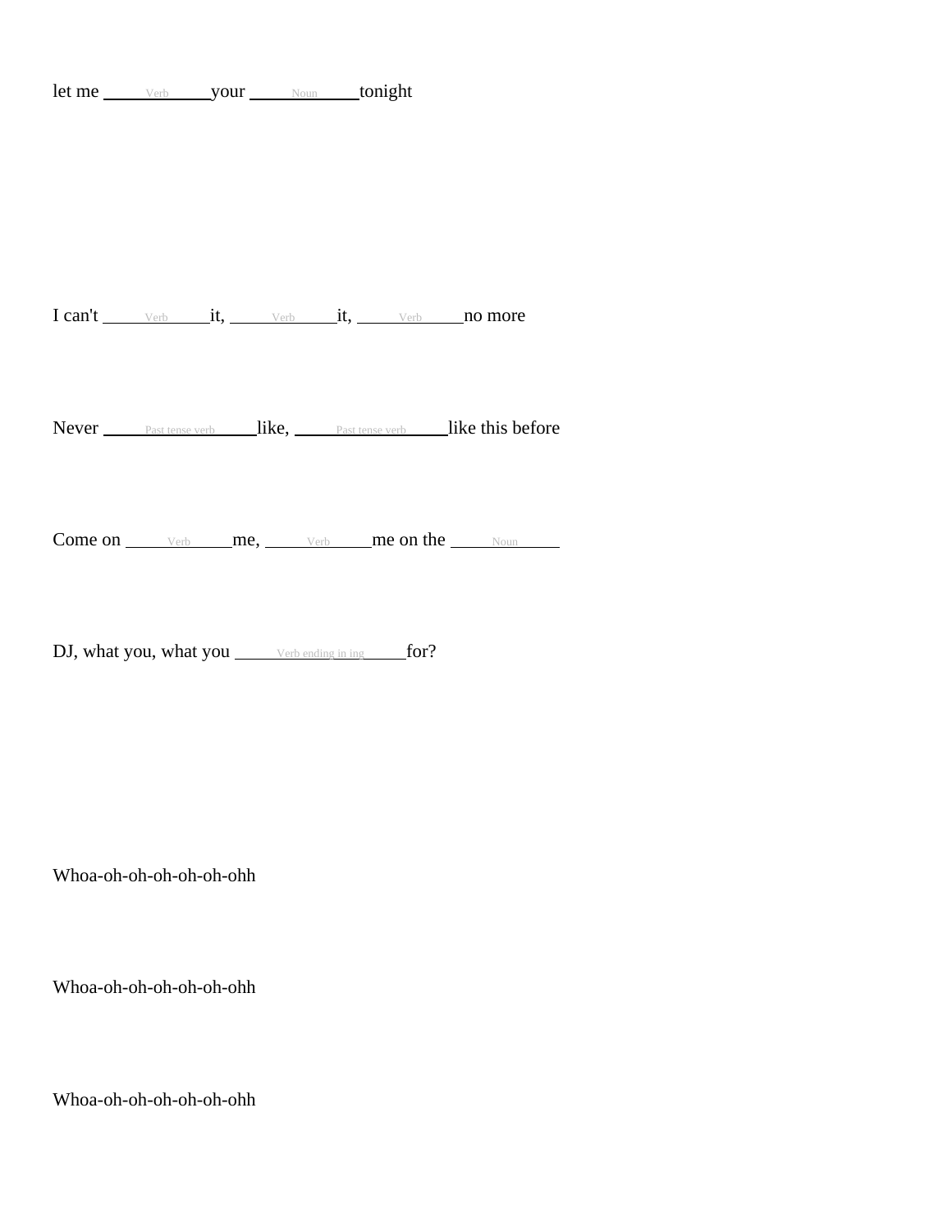let me ______Verb______ your ______Noun______ tonight

I can't ______Verb______ it, ______Verb______ it, ______Verb______ no more

Never ______Past tense verb______ like, ______Past tense verb______ like this before

Come on ______Verb______ me, ______Verb______ me on the ______Noun______

DJ, what you, what you ______Verb ending in ing______ for?

Whoa-oh-oh-oh-oh-oh-ohh

Whoa-oh-oh-oh-oh-oh-ohh

Whoa-oh-oh-oh-oh-oh-ohh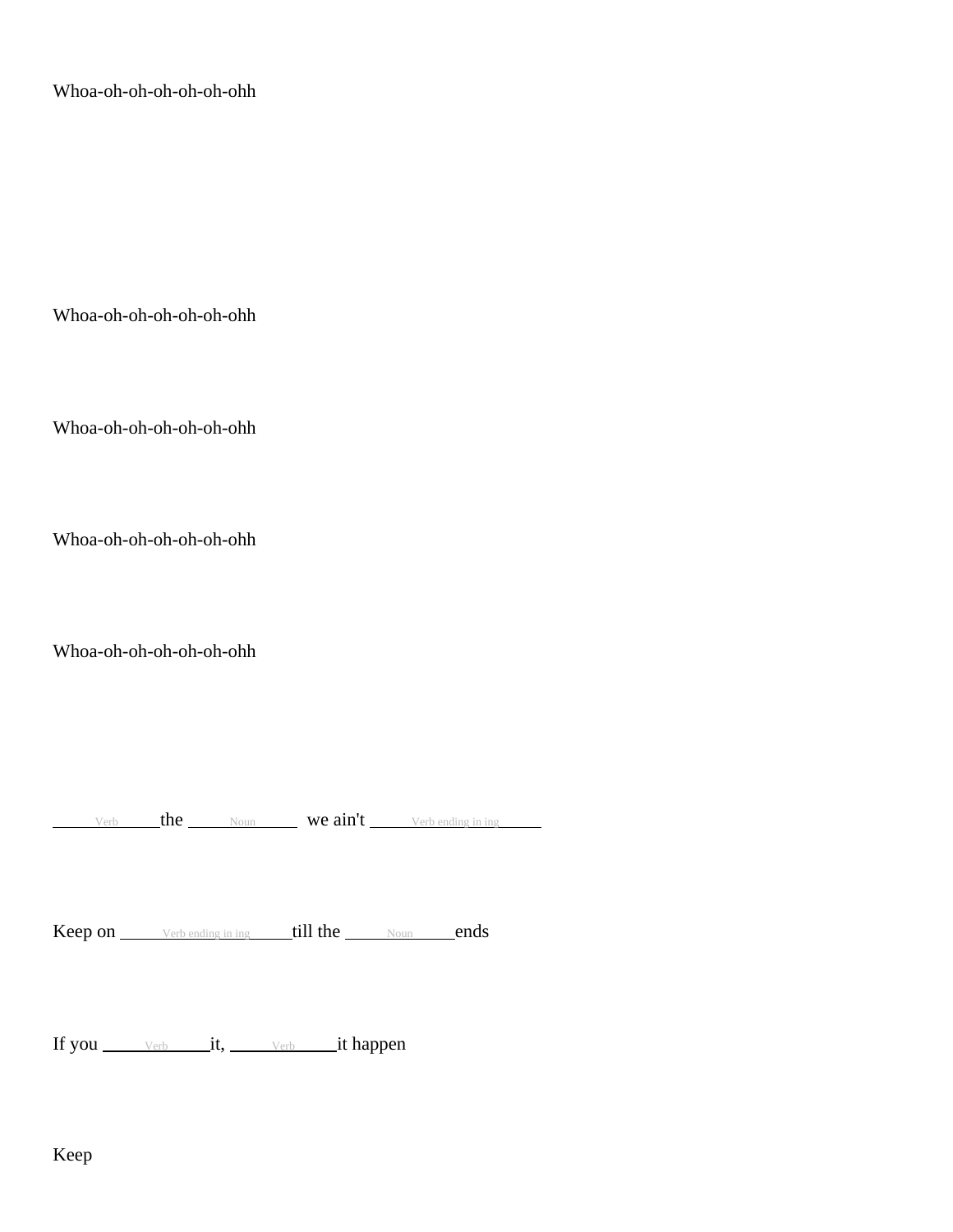Whoa-oh-oh-oh-oh-oh-ohh

Whoa-oh-oh-oh-oh-oh-ohh

Whoa-oh-oh-oh-oh-oh-ohh

Whoa-oh-oh-oh-oh-oh-ohh

Whoa-oh-oh-oh-oh-oh-ohh

\_\_\_Verb\_\_\_ the \_\_\_Noun\_\_\_ we ain't \_\_\_Verb ending in ing\_\_\_

Keep on \_\_\_Verb ending in ing\_\_\_ till the \_\_\_Noun\_\_\_ ends

If you \_\_\_Verb\_\_\_ it, \_\_\_Verb\_\_\_ it happen

Keep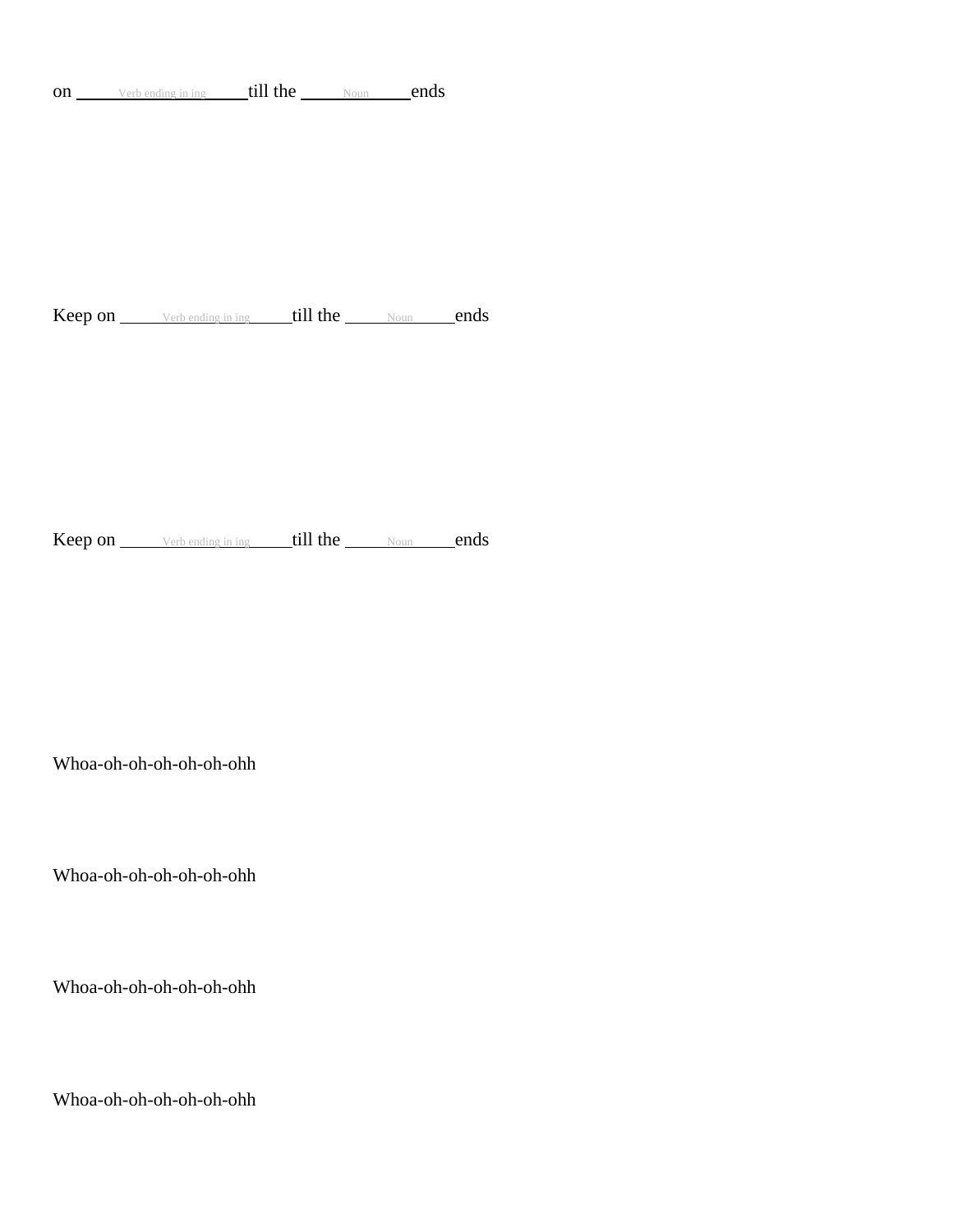on _____Verb ending in ing_____ till the _____Noun_____ ends

Keep on _____Verb ending in ing_____ till the _____Noun_____ ends

Keep on _____Verb ending in ing_____ till the _____Noun_____ ends

Whoa-oh-oh-oh-oh-oh-ohh

Whoa-oh-oh-oh-oh-oh-ohh

Whoa-oh-oh-oh-oh-oh-ohh

Whoa-oh-oh-oh-oh-oh-ohh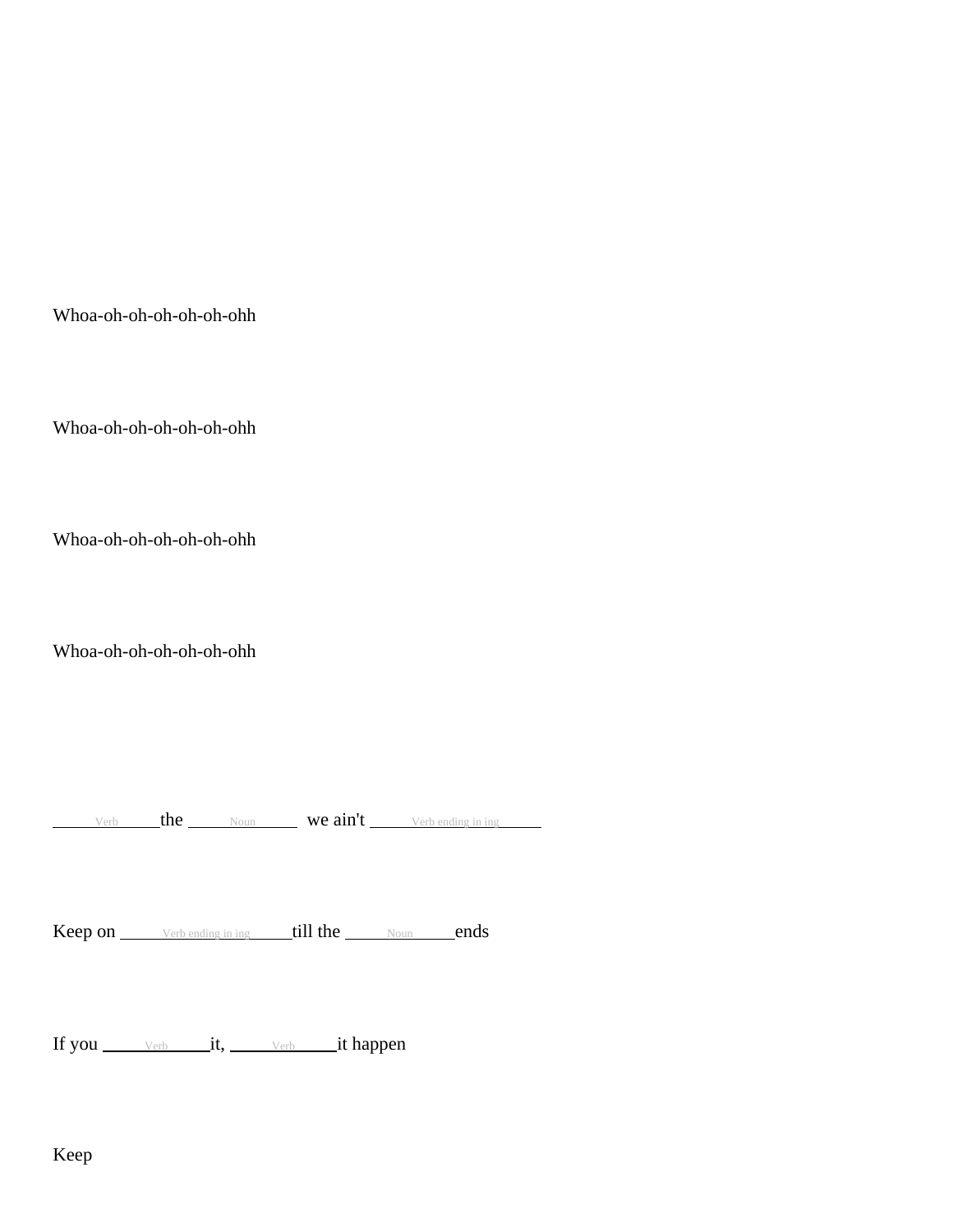Whoa-oh-oh-oh-oh-oh-ohh

Whoa-oh-oh-oh-oh-oh-ohh

Whoa-oh-oh-oh-oh-oh-ohh

Whoa-oh-oh-oh-oh-oh-ohh

_____Verb_____the _____Noun_____ we ain't _____Verb ending in ing_____

Keep on _____Verb ending in ing_____till the _____Noun_____ends

If you _____Verb_____it, _____Verb_____it happen

Keep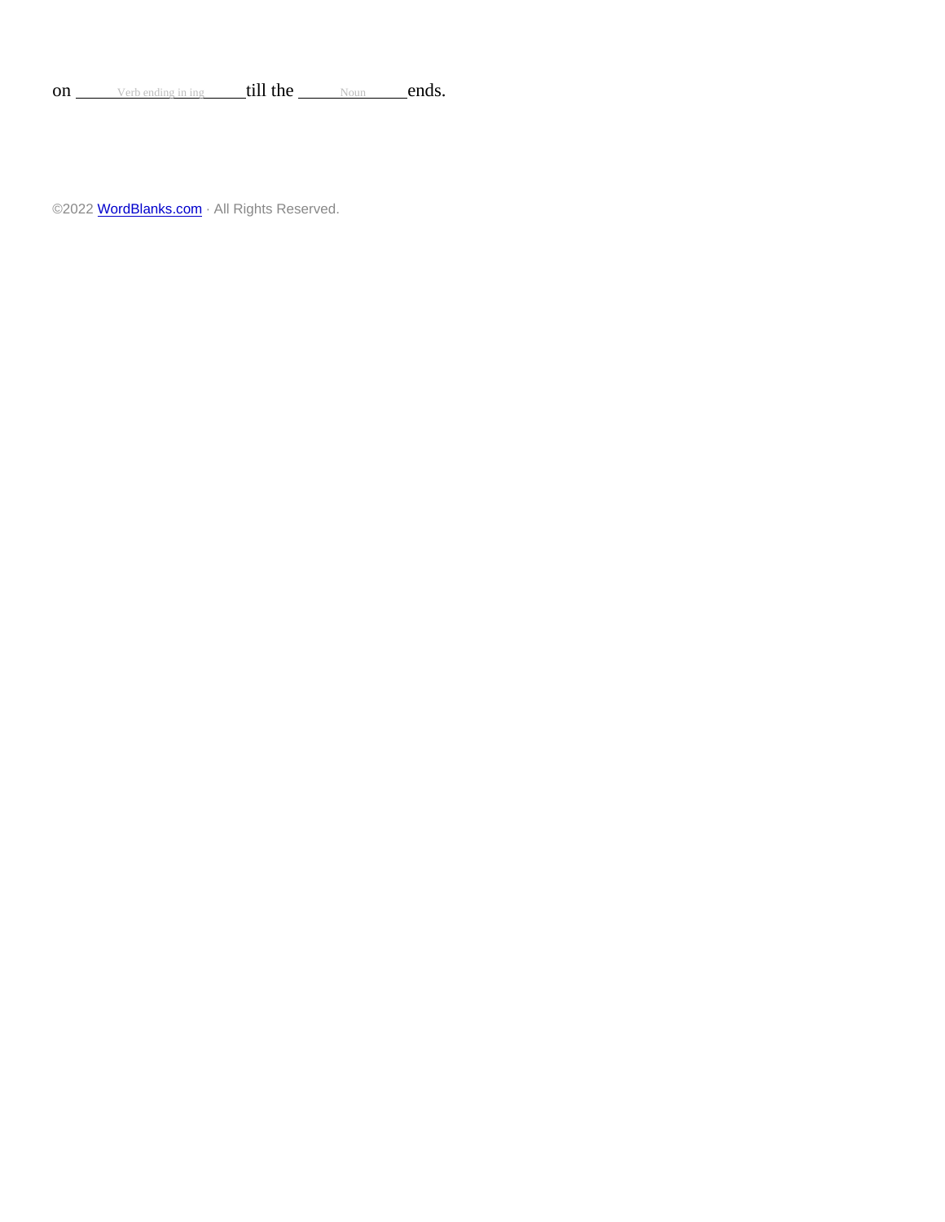on ______Verb ending in ing______ till the ______Noun______ ends.

©2022 WordBlanks.com · All Rights Reserved.